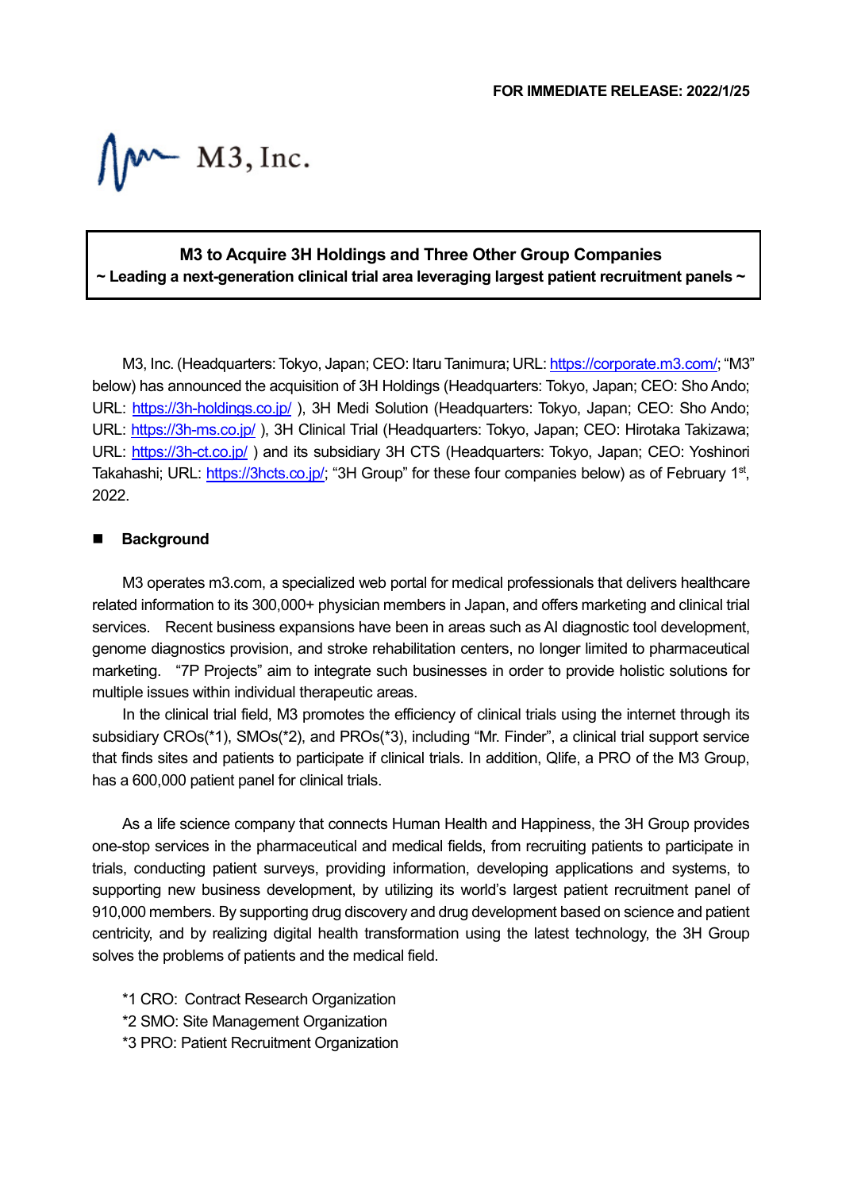**FOR IMMEDIATE RELEASE: 2022/1/25**

M3, Inc.

# M3 to Acquire 3H Holdings and Three Other Group Companies

**~ Leading a next-generation clinical trial area leveraging largest patient recruitment panels ~**

M3, Inc. (Headquarters: Tokyo, Japan; CEO: Itaru Tanimura; URL: https://corporate.m3.com/; "M3" below) has announced the acquisition of 3H Holdings (Headquarters: Tokyo, Japan; CEO: Sho Ando; URL: https://3h-holdings.co.jp/ ), 3H Medi Solution (Headquarters: Tokyo, Japan; CEO: Sho Ando; URL: https://3h-ms.co.jp/ ), 3H Clinical Trial (Headquarters: Tokyo, Japan; CEO: Hirotaka Takizawa; URL: https://3h-ct.co.jp/ ) and its subsidiary 3H CTS (Headquarters: Tokyo, Japan; CEO: Yoshinori Takahashi; URL: https://3hcts.co.jp/; "3H Group" for these four companies below) as of February 1st, 2022.

## ■ Background

M3 operates m3.com, a specialized web portal for medical professionals that delivers healthcare related information to its 300,000+ physician members in Japan, and offers marketing and clinical trial services. Recent business expansions have been in areas such as AI diagnostic tool development, genome diagnostics provision, and stroke rehabilitation centers, no longer limited to pharmaceutical marketing. "7P Projects" aim to integrate such businesses in order to provide holistic solutions for multiple issues within individual therapeutic areas.

In the clinical trial field, M3 promotes the efficiency of clinical trials using the internet through its subsidiary CROs(*1), SMOs(*2), and PROs(*3), including "Mr. Finder", a clinical trial support service that finds sites and patients to participate if clinical trials. In addition, Qlife, a PRO of the M3 Group, has a 600,000 patient panel for clinical trials.

As a life science company that connects Human Health and Happiness, the 3H Group provides one-stop services in the pharmaceutical and medical fields, from recruiting patients to participate in trials, conducting patient surveys, providing information, developing applications and systems, to supporting new business development, by utilizing its world's largest patient recruitment panel of 910,000 members. By supporting drug discovery and drug development based on science and patient centricity, and by realizing digital health transformation using the latest technology, the 3H Group solves the problems of patients and the medical field.

*1 CRO: Contract Research Organization
*2 SMO: Site Management Organization
*3 PRO: Patient Recruitment Organization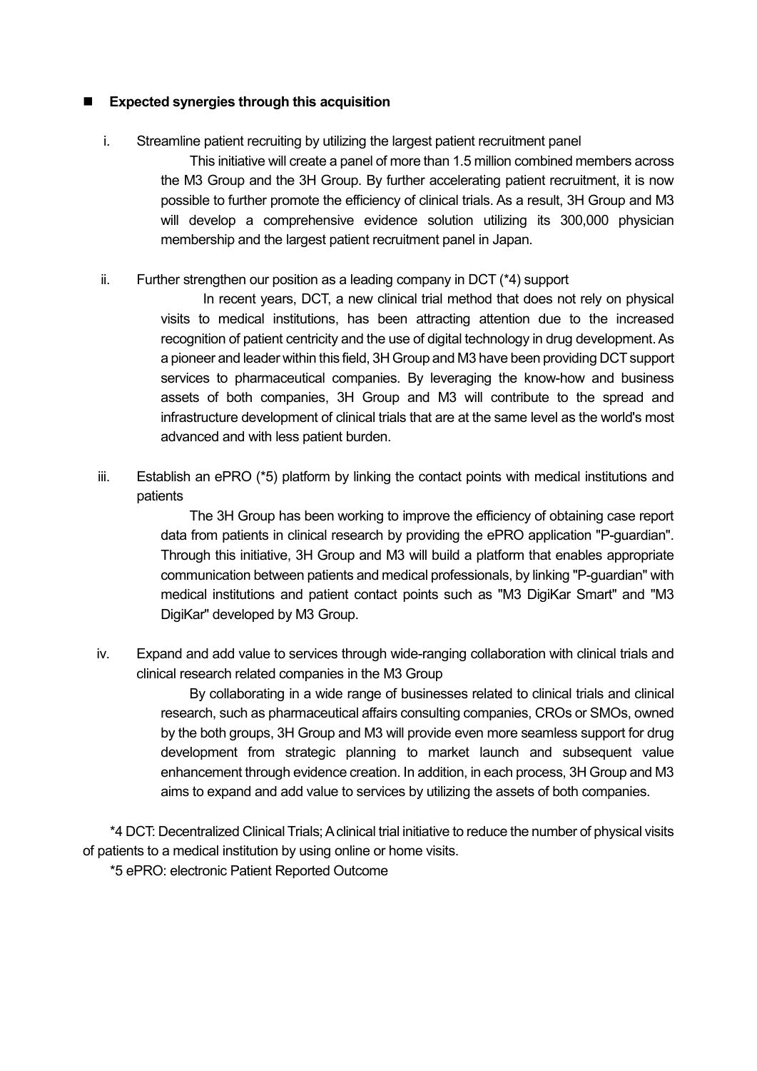- **Expected synergies through this acquisition**

i. Streamline patient recruiting by utilizing the largest patient recruitment panel

This initiative will create a panel of more than 1.5 million combined members across the M3 Group and the 3H Group. By further accelerating patient recruitment, it is now possible to further promote the efficiency of clinical trials. As a result, 3H Group and M3 will develop a comprehensive evidence solution utilizing its 300,000 physician membership and the largest patient recruitment panel in Japan.

ii. Further strengthen our position as a leading company in DCT (*4) support

In recent years, DCT, a new clinical trial method that does not rely on physical visits to medical institutions, has been attracting attention due to the increased recognition of patient centricity and the use of digital technology in drug development. As a pioneer and leader within this field, 3H Group and M3 have been providing DCT support services to pharmaceutical companies. By leveraging the know-how and business assets of both companies, 3H Group and M3 will contribute to the spread and infrastructure development of clinical trials that are at the same level as the world's most advanced and with less patient burden.

iii. Establish an ePRO (*5) platform by linking the contact points with medical institutions and patients

The 3H Group has been working to improve the efficiency of obtaining case report data from patients in clinical research by providing the ePRO application "P-guardian". Through this initiative, 3H Group and M3 will build a platform that enables appropriate communication between patients and medical professionals, by linking "P-guardian" with medical institutions and patient contact points such as "M3 DigiKar Smart" and "M3 DigiKar" developed by M3 Group.

iv. Expand and add value to services through wide-ranging collaboration with clinical trials and clinical research related companies in the M3 Group

By collaborating in a wide range of businesses related to clinical trials and clinical research, such as pharmaceutical affairs consulting companies, CROs or SMOs, owned by the both groups, 3H Group and M3 will provide even more seamless support for drug development from strategic planning to market launch and subsequent value enhancement through evidence creation. In addition, in each process, 3H Group and M3 aims to expand and add value to services by utilizing the assets of both companies.

*4 DCT: Decentralized Clinical Trials; A clinical trial initiative to reduce the number of physical visits of patients to a medical institution by using online or home visits.

*5 ePRO: electronic Patient Reported Outcome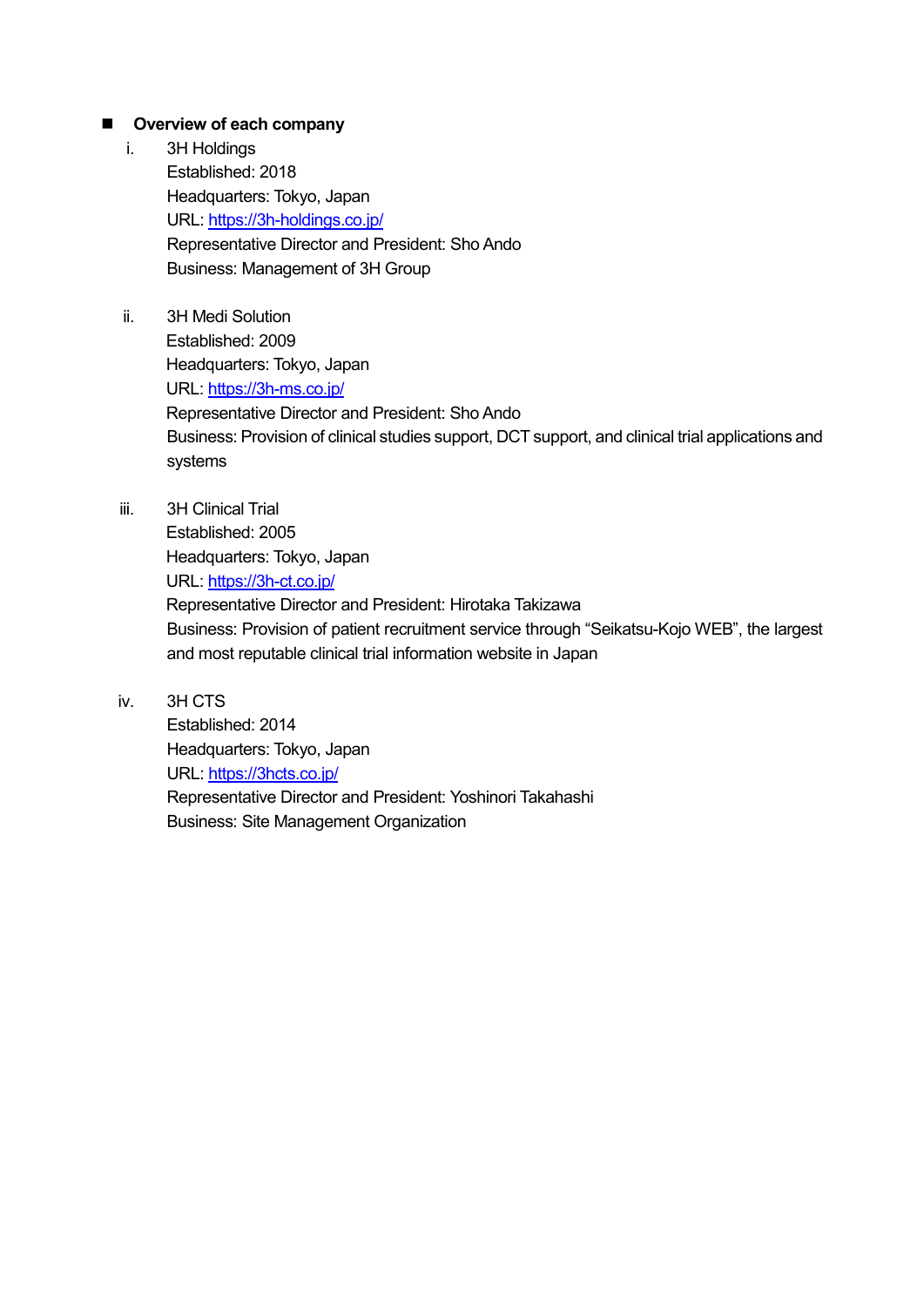- **Overview of each company**

i. 3H Holdings
Established: 2018
Headquarters: Tokyo, Japan
URL: https://3h-holdings.co.jp/
Representative Director and President: Sho Ando
Business: Management of 3H Group

ii. 3H Medi Solution
Established: 2009
Headquarters: Tokyo, Japan
URL: https://3h-ms.co.jp/
Representative Director and President: Sho Ando
Business: Provision of clinical studies support, DCT support, and clinical trial applications and systems

iii. 3H Clinical Trial
Established: 2005
Headquarters: Tokyo, Japan
URL: https://3h-ct.co.jp/
Representative Director and President: Hirotaka Takizawa
Business: Provision of patient recruitment service through "Seikatsu-Kojo WEB", the largest and most reputable clinical trial information website in Japan

iv. 3H CTS
Established: 2014
Headquarters: Tokyo, Japan
URL: https://3hcts.co.jp/
Representative Director and President: Yoshinori Takahashi
Business: Site Management Organization